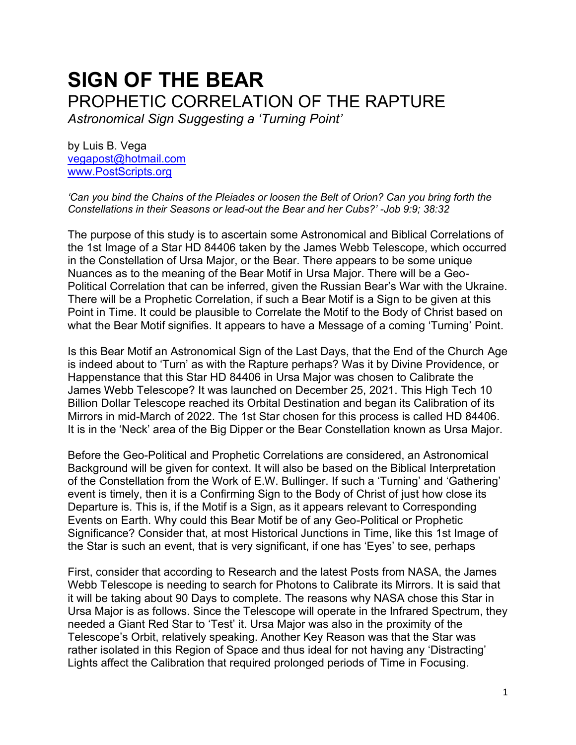# SIGN OF THE BEAR

## PROPHETIC CORRELATION OF THE RAPTURE

*Astronomical Sign Suggesting a 'Turning Point'*

by Luis B. Vega
vegapost@hotmail.com
www.PostScripts.org

*'Can you bind the Chains of the Pleiades or loosen the Belt of Orion? Can you bring forth the Constellations in their Seasons or lead-out the Bear and her Cubs?' -Job 9:9; 38:32*

The purpose of this study is to ascertain some Astronomical and Biblical Correlations of the 1st Image of a Star HD 84406 taken by the James Webb Telescope, which occurred in the Constellation of Ursa Major, or the Bear. There appears to be some unique Nuances as to the meaning of the Bear Motif in Ursa Major. There will be a Geo-Political Correlation that can be inferred, given the Russian Bear's War with the Ukraine. There will be a Prophetic Correlation, if such a Bear Motif is a Sign to be given at this Point in Time. It could be plausible to Correlate the Motif to the Body of Christ based on what the Bear Motif signifies. It appears to have a Message of a coming 'Turning' Point.

Is this Bear Motif an Astronomical Sign of the Last Days, that the End of the Church Age is indeed about to 'Turn' as with the Rapture perhaps? Was it by Divine Providence, or Happenstance that this Star HD 84406 in Ursa Major was chosen to Calibrate the James Webb Telescope? It was launched on December 25, 2021. This High Tech 10 Billion Dollar Telescope reached its Orbital Destination and began its Calibration of its Mirrors in mid-March of 2022. The 1st Star chosen for this process is called HD 84406. It is in the 'Neck' area of the Big Dipper or the Bear Constellation known as Ursa Major.

Before the Geo-Political and Prophetic Correlations are considered, an Astronomical Background will be given for context. It will also be based on the Biblical Interpretation of the Constellation from the Work of E.W. Bullinger. If such a 'Turning' and 'Gathering' event is timely, then it is a Confirming Sign to the Body of Christ of just how close its Departure is. This is, if the Motif is a Sign, as it appears relevant to Corresponding Events on Earth. Why could this Bear Motif be of any Geo-Political or Prophetic Significance? Consider that, at most Historical Junctions in Time, like this 1st Image of the Star is such an event, that is very significant, if one has 'Eyes' to see, perhaps

First, consider that according to Research and the latest Posts from NASA, the James Webb Telescope is needing to search for Photons to Calibrate its Mirrors. It is said that it will be taking about 90 Days to complete. The reasons why NASA chose this Star in Ursa Major is as follows. Since the Telescope will operate in the Infrared Spectrum, they needed a Giant Red Star to 'Test' it. Ursa Major was also in the proximity of the Telescope's Orbit, relatively speaking. Another Key Reason was that the Star was rather isolated in this Region of Space and thus ideal for not having any 'Distracting' Lights affect the Calibration that required prolonged periods of Time in Focusing.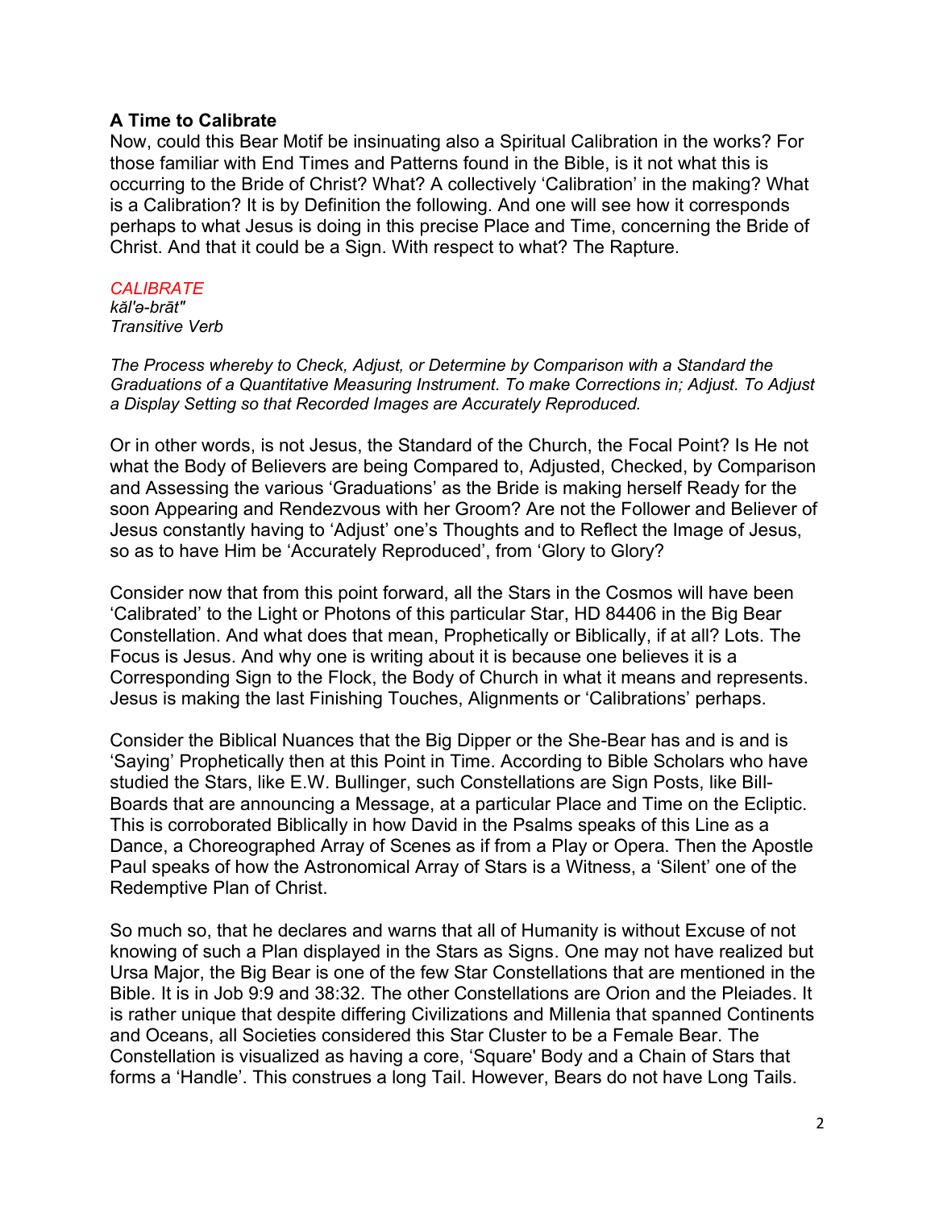**A Time to Calibrate**

Now, could this Bear Motif be insinuating also a Spiritual Calibration in the works? For those familiar with End Times and Patterns found in the Bible, is it not what this is occurring to the Bride of Christ? What? A collectively 'Calibration' in the making? What is a Calibration? It is by Definition the following. And one will see how it corresponds perhaps to what Jesus is doing in this precise Place and Time, concerning the Bride of Christ. And that it could be a Sign. With respect to what? The Rapture.

*CALIBRATE*
*kăl'ə-brāt"*
*Transitive Verb*

*The Process whereby to Check, Adjust, or Determine by Comparison with a Standard the Graduations of a Quantitative Measuring Instrument. To make Corrections in; Adjust. To Adjust a Display Setting so that Recorded Images are Accurately Reproduced.*

Or in other words, is not Jesus, the Standard of the Church, the Focal Point? Is He not what the Body of Believers are being Compared to, Adjusted, Checked, by Comparison and Assessing the various 'Graduations' as the Bride is making herself Ready for the soon Appearing and Rendezvous with her Groom? Are not the Follower and Believer of Jesus constantly having to 'Adjust' one's Thoughts and to Reflect the Image of Jesus, so as to have Him be 'Accurately Reproduced', from 'Glory to Glory?

Consider now that from this point forward, all the Stars in the Cosmos will have been 'Calibrated' to the Light or Photons of this particular Star, HD 84406 in the Big Bear Constellation. And what does that mean, Prophetically or Biblically, if at all? Lots. The Focus is Jesus. And why one is writing about it is because one believes it is a Corresponding Sign to the Flock, the Body of Church in what it means and represents. Jesus is making the last Finishing Touches, Alignments or 'Calibrations' perhaps.

Consider the Biblical Nuances that the Big Dipper or the She-Bear has and is and is 'Saying' Prophetically then at this Point in Time. According to Bible Scholars who have studied the Stars, like E.W. Bullinger, such Constellations are Sign Posts, like Bill-Boards that are announcing a Message, at a particular Place and Time on the Ecliptic. This is corroborated Biblically in how David in the Psalms speaks of this Line as a Dance, a Choreographed Array of Scenes as if from a Play or Opera. Then the Apostle Paul speaks of how the Astronomical Array of Stars is a Witness, a 'Silent' one of the Redemptive Plan of Christ.

So much so, that he declares and warns that all of Humanity is without Excuse of not knowing of such a Plan displayed in the Stars as Signs. One may not have realized but Ursa Major, the Big Bear is one of the few Star Constellations that are mentioned in the Bible. It is in Job 9:9 and 38:32. The other Constellations are Orion and the Pleiades. It is rather unique that despite differing Civilizations and Millenia that spanned Continents and Oceans, all Societies considered this Star Cluster to be a Female Bear. The Constellation is visualized as having a core, 'Square' Body and a Chain of Stars that forms a 'Handle'. This construes a long Tail. However, Bears do not have Long Tails.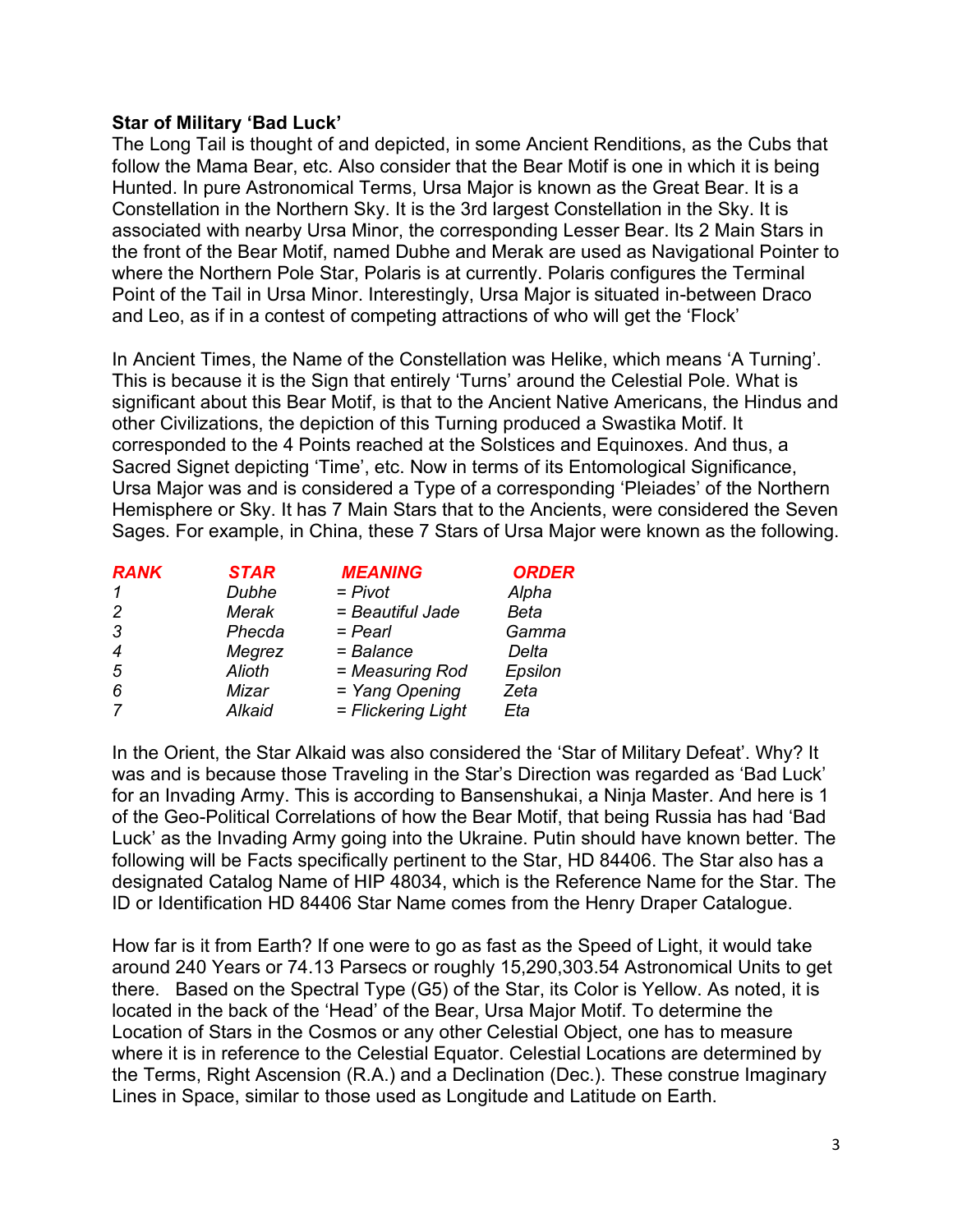**Star of Military 'Bad Luck'**

The Long Tail is thought of and depicted, in some Ancient Renditions, as the Cubs that follow the Mama Bear, etc. Also consider that the Bear Motif is one in which it is being Hunted. In pure Astronomical Terms, Ursa Major is known as the Great Bear. It is a Constellation in the Northern Sky. It is the 3rd largest Constellation in the Sky. It is associated with nearby Ursa Minor, the corresponding Lesser Bear. Its 2 Main Stars in the front of the Bear Motif, named Dubhe and Merak are used as Navigational Pointer to where the Northern Pole Star, Polaris is at currently. Polaris configures the Terminal Point of the Tail in Ursa Minor. Interestingly, Ursa Major is situated in-between Draco and Leo, as if in a contest of competing attractions of who will get the 'Flock'

In Ancient Times, the Name of the Constellation was Helike, which means 'A Turning'. This is because it is the Sign that entirely 'Turns' around the Celestial Pole. What is significant about this Bear Motif, is that to the Ancient Native Americans, the Hindus and other Civilizations, the depiction of this Turning produced a Swastika Motif. It corresponded to the 4 Points reached at the Solstices and Equinoxes. And thus, a Sacred Signet depicting 'Time', etc. Now in terms of its Entomological Significance, Ursa Major was and is considered a Type of a corresponding 'Pleiades' of the Northern Hemisphere or Sky. It has 7 Main Stars that to the Ancients, were considered the Seven Sages. For example, in China, these 7 Stars of Ursa Major were known as the following.

| ***RANK*** | ***STAR*** | ***MEANING*** | ***ORDER*** |
|---|---|---|---|
| *1* | *Dubhe* | *= Pivot* | *Alpha* |
| *2* | *Merak* | *= Beautiful Jade* | *Beta* |
| *3* | *Phecda* | *= Pearl* | *Gamma* |
| *4* | *Megrez* | *= Balance* | *Delta* |
| *5* | *Alioth* | *= Measuring Rod* | *Epsilon* |
| *6* | *Mizar* | *= Yang Opening* | *Zeta* |
| *7* | *Alkaid* | *= Flickering Light* | *Eta* |

In the Orient, the Star Alkaid was also considered the 'Star of Military Defeat'. Why? It was and is because those Traveling in the Star's Direction was regarded as 'Bad Luck' for an Invading Army. This is according to Bansenshukai, a Ninja Master. And here is 1 of the Geo-Political Correlations of how the Bear Motif, that being Russia has had 'Bad Luck' as the Invading Army going into the Ukraine. Putin should have known better. The following will be Facts specifically pertinent to the Star, HD 84406. The Star also has a designated Catalog Name of HIP 48034, which is the Reference Name for the Star. The ID or Identification HD 84406 Star Name comes from the Henry Draper Catalogue.

How far is it from Earth? If one were to go as fast as the Speed of Light, it would take around 240 Years or 74.13 Parsecs or roughly 15,290,303.54 Astronomical Units to get there. Based on the Spectral Type (G5) of the Star, its Color is Yellow. As noted, it is located in the back of the 'Head' of the Bear, Ursa Major Motif. To determine the Location of Stars in the Cosmos or any other Celestial Object, one has to measure where it is in reference to the Celestial Equator. Celestial Locations are determined by the Terms, Right Ascension (R.A.) and a Declination (Dec.). These construe Imaginary Lines in Space, similar to those used as Longitude and Latitude on Earth.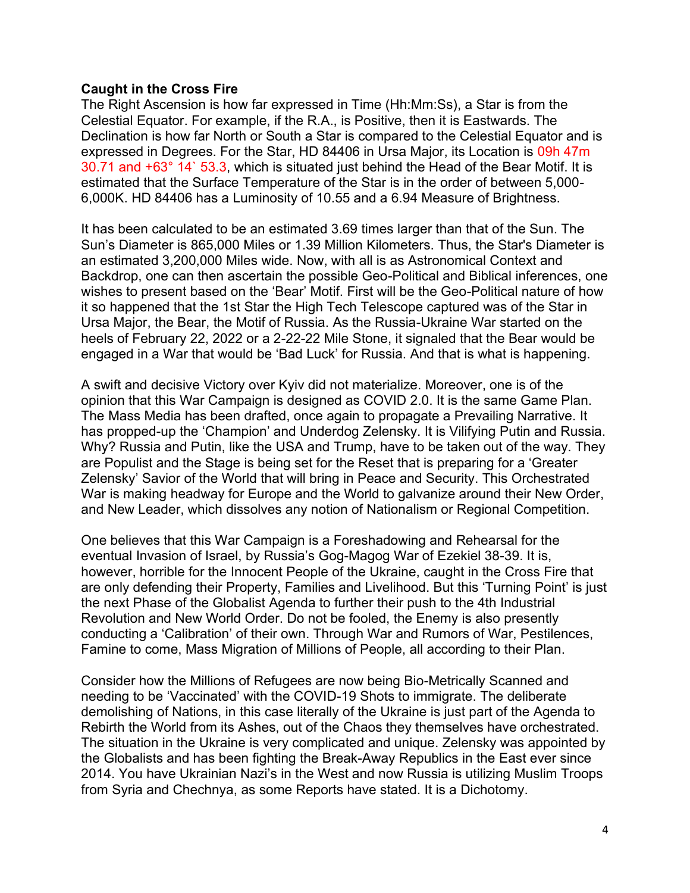**Caught in the Cross Fire**

The Right Ascension is how far expressed in Time (Hh:Mm:Ss), a Star is from the Celestial Equator. For example, if the R.A., is Positive, then it is Eastwards. The Declination is how far North or South a Star is compared to the Celestial Equator and is expressed in Degrees. For the Star, HD 84406 in Ursa Major, its Location is 09h 47m 30.71 and +63° 14` 53.3, which is situated just behind the Head of the Bear Motif. It is estimated that the Surface Temperature of the Star is in the order of between 5,000-6,000K. HD 84406 has a Luminosity of 10.55 and a 6.94 Measure of Brightness.

It has been calculated to be an estimated 3.69 times larger than that of the Sun. The Sun's Diameter is 865,000 Miles or 1.39 Million Kilometers. Thus, the Star's Diameter is an estimated 3,200,000 Miles wide. Now, with all is as Astronomical Context and Backdrop, one can then ascertain the possible Geo-Political and Biblical inferences, one wishes to present based on the 'Bear' Motif. First will be the Geo-Political nature of how it so happened that the 1st Star the High Tech Telescope captured was of the Star in Ursa Major, the Bear, the Motif of Russia. As the Russia-Ukraine War started on the heels of February 22, 2022 or a 2-22-22 Mile Stone, it signaled that the Bear would be engaged in a War that would be 'Bad Luck' for Russia. And that is what is happening.

A swift and decisive Victory over Kyiv did not materialize. Moreover, one is of the opinion that this War Campaign is designed as COVID 2.0. It is the same Game Plan. The Mass Media has been drafted, once again to propagate a Prevailing Narrative. It has propped-up the 'Champion' and Underdog Zelensky. It is Vilifying Putin and Russia. Why? Russia and Putin, like the USA and Trump, have to be taken out of the way. They are Populist and the Stage is being set for the Reset that is preparing for a 'Greater Zelensky' Savior of the World that will bring in Peace and Security. This Orchestrated War is making headway for Europe and the World to galvanize around their New Order, and New Leader, which dissolves any notion of Nationalism or Regional Competition.

One believes that this War Campaign is a Foreshadowing and Rehearsal for the eventual Invasion of Israel, by Russia's Gog-Magog War of Ezekiel 38-39. It is, however, horrible for the Innocent People of the Ukraine, caught in the Cross Fire that are only defending their Property, Families and Livelihood. But this 'Turning Point' is just the next Phase of the Globalist Agenda to further their push to the 4th Industrial Revolution and New World Order. Do not be fooled, the Enemy is also presently conducting a 'Calibration' of their own. Through War and Rumors of War, Pestilences, Famine to come, Mass Migration of Millions of People, all according to their Plan.

Consider how the Millions of Refugees are now being Bio-Metrically Scanned and needing to be 'Vaccinated' with the COVID-19 Shots to immigrate. The deliberate demolishing of Nations, in this case literally of the Ukraine is just part of the Agenda to Rebirth the World from its Ashes, out of the Chaos they themselves have orchestrated. The situation in the Ukraine is very complicated and unique. Zelensky was appointed by the Globalists and has been fighting the Break-Away Republics in the East ever since 2014. You have Ukrainian Nazi's in the West and now Russia is utilizing Muslim Troops from Syria and Chechnya, as some Reports have stated. It is a Dichotomy.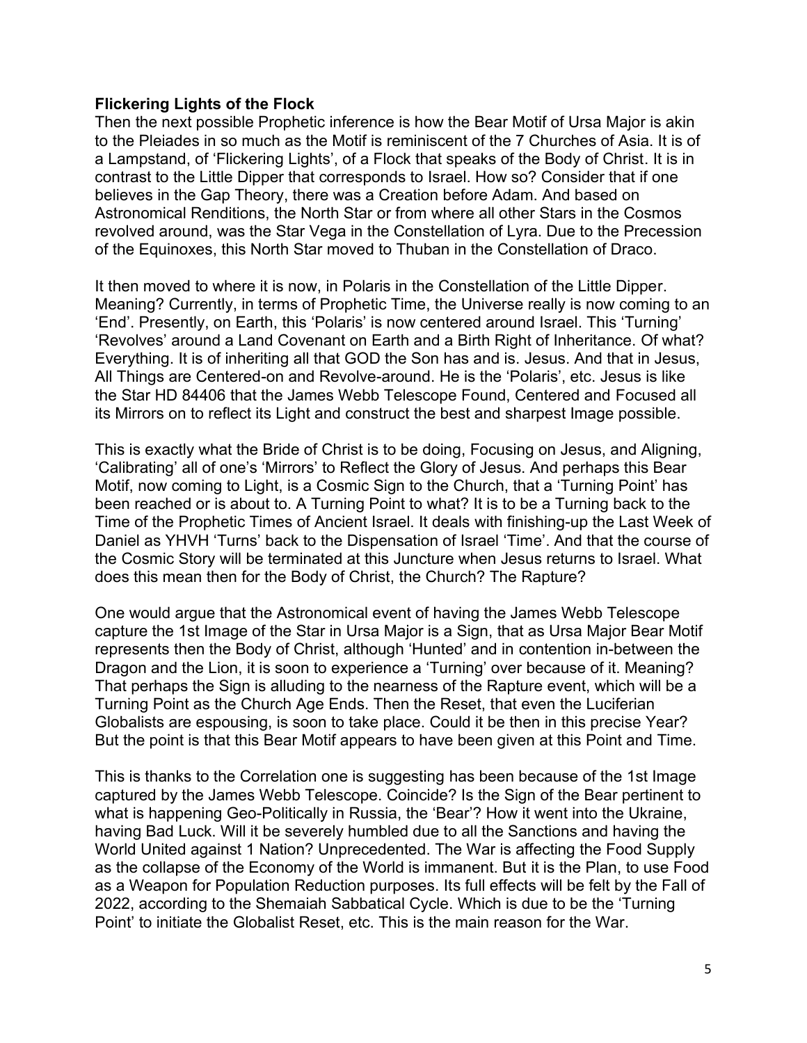**Flickering Lights of the Flock**

Then the next possible Prophetic inference is how the Bear Motif of Ursa Major is akin to the Pleiades in so much as the Motif is reminiscent of the 7 Churches of Asia. It is of a Lampstand, of 'Flickering Lights', of a Flock that speaks of the Body of Christ. It is in contrast to the Little Dipper that corresponds to Israel. How so? Consider that if one believes in the Gap Theory, there was a Creation before Adam. And based on Astronomical Renditions, the North Star or from where all other Stars in the Cosmos revolved around, was the Star Vega in the Constellation of Lyra. Due to the Precession of the Equinoxes, this North Star moved to Thuban in the Constellation of Draco.

It then moved to where it is now, in Polaris in the Constellation of the Little Dipper. Meaning? Currently, in terms of Prophetic Time, the Universe really is now coming to an 'End'. Presently, on Earth, this 'Polaris' is now centered around Israel. This 'Turning' 'Revolves' around a Land Covenant on Earth and a Birth Right of Inheritance. Of what? Everything. It is of inheriting all that GOD the Son has and is. Jesus. And that in Jesus, All Things are Centered-on and Revolve-around. He is the 'Polaris', etc. Jesus is like the Star HD 84406 that the James Webb Telescope Found, Centered and Focused all its Mirrors on to reflect its Light and construct the best and sharpest Image possible.

This is exactly what the Bride of Christ is to be doing, Focusing on Jesus, and Aligning, 'Calibrating' all of one's 'Mirrors' to Reflect the Glory of Jesus. And perhaps this Bear Motif, now coming to Light, is a Cosmic Sign to the Church, that a 'Turning Point' has been reached or is about to. A Turning Point to what? It is to be a Turning back to the Time of the Prophetic Times of Ancient Israel. It deals with finishing-up the Last Week of Daniel as YHVH 'Turns' back to the Dispensation of Israel 'Time'. And that the course of the Cosmic Story will be terminated at this Juncture when Jesus returns to Israel. What does this mean then for the Body of Christ, the Church? The Rapture?

One would argue that the Astronomical event of having the James Webb Telescope capture the 1st Image of the Star in Ursa Major is a Sign, that as Ursa Major Bear Motif represents then the Body of Christ, although 'Hunted' and in contention in-between the Dragon and the Lion, it is soon to experience a 'Turning' over because of it. Meaning? That perhaps the Sign is alluding to the nearness of the Rapture event, which will be a Turning Point as the Church Age Ends. Then the Reset, that even the Luciferian Globalists are espousing, is soon to take place. Could it be then in this precise Year? But the point is that this Bear Motif appears to have been given at this Point and Time.

This is thanks to the Correlation one is suggesting has been because of the 1st Image captured by the James Webb Telescope. Coincide? Is the Sign of the Bear pertinent to what is happening Geo-Politically in Russia, the 'Bear'? How it went into the Ukraine, having Bad Luck. Will it be severely humbled due to all the Sanctions and having the World United against 1 Nation? Unprecedented. The War is affecting the Food Supply as the collapse of the Economy of the World is immanent. But it is the Plan, to use Food as a Weapon for Population Reduction purposes. Its full effects will be felt by the Fall of 2022, according to the Shemaiah Sabbatical Cycle. Which is due to be the 'Turning Point' to initiate the Globalist Reset, etc. This is the main reason for the War.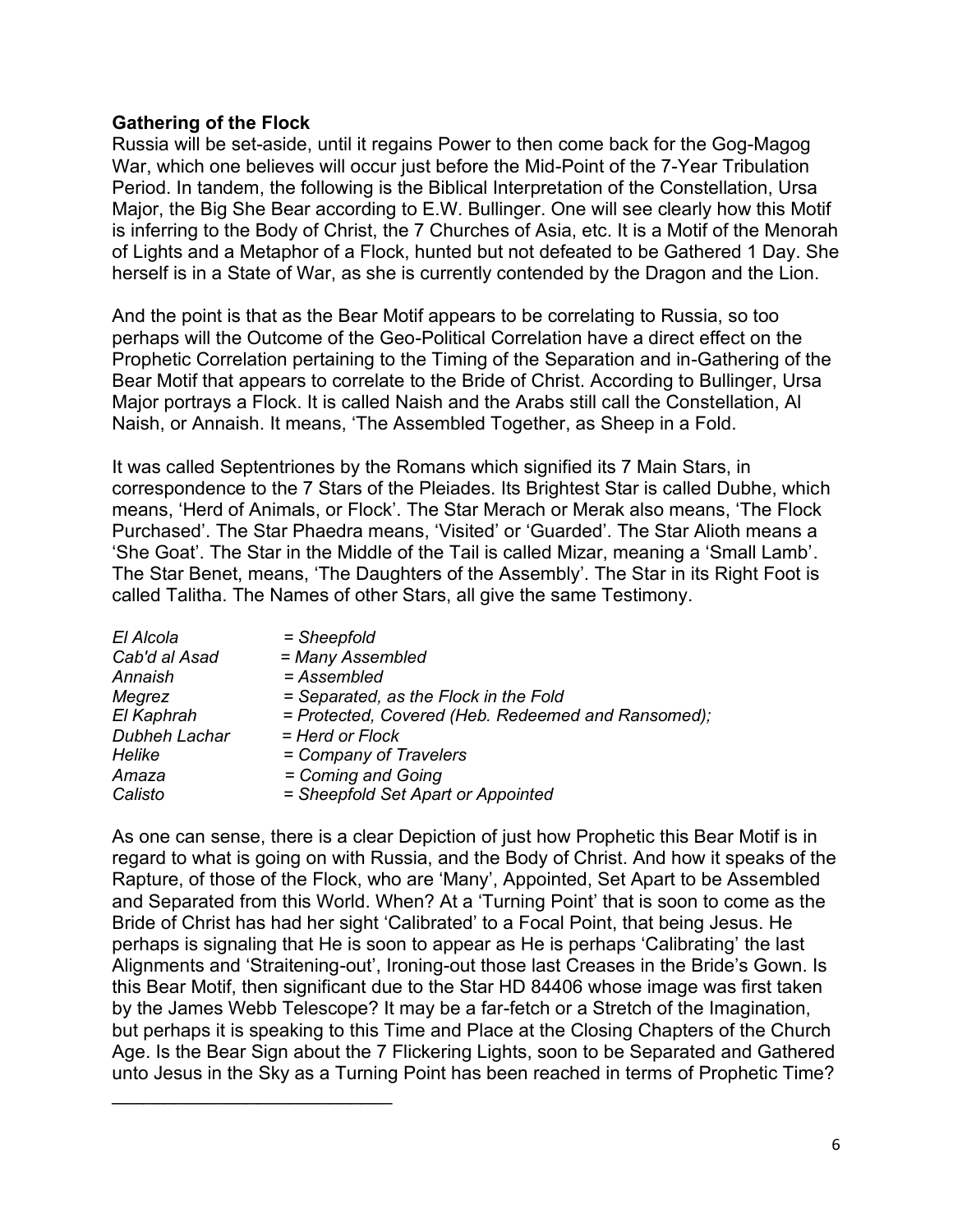**Gathering of the Flock**

Russia will be set-aside, until it regains Power to then come back for the Gog-Magog War, which one believes will occur just before the Mid-Point of the 7-Year Tribulation Period. In tandem, the following is the Biblical Interpretation of the Constellation, Ursa Major, the Big She Bear according to E.W. Bullinger. One will see clearly how this Motif is inferring to the Body of Christ, the 7 Churches of Asia, etc. It is a Motif of the Menorah of Lights and a Metaphor of a Flock, hunted but not defeated to be Gathered 1 Day. She herself is in a State of War, as she is currently contended by the Dragon and the Lion.

And the point is that as the Bear Motif appears to be correlating to Russia, so too perhaps will the Outcome of the Geo-Political Correlation have a direct effect on the Prophetic Correlation pertaining to the Timing of the Separation and in-Gathering of the Bear Motif that appears to correlate to the Bride of Christ. According to Bullinger, Ursa Major portrays a Flock. It is called Naish and the Arabs still call the Constellation, Al Naish, or Annaish. It means, 'The Assembled Together, as Sheep in a Fold.

It was called Septentriones by the Romans which signified its 7 Main Stars, in correspondence to the 7 Stars of the Pleiades. Its Brightest Star is called Dubhe, which means, 'Herd of Animals, or Flock'. The Star Merach or Merak also means, 'The Flock Purchased'. The Star Phaedra means, 'Visited' or 'Guarded'. The Star Alioth means a 'She Goat'. The Star in the Middle of the Tail is called Mizar, meaning a 'Small Lamb'. The Star Benet, means, 'The Daughters of the Assembly'. The Star in its Right Foot is called Talitha. The Names of other Stars, all give the same Testimony.

*El Alcola* = *Sheepfold*
*Cab'd al Asad* = *Many Assembled*
*Annaish* = *Assembled*
*Megrez* = *Separated, as the Flock in the Fold*
*El Kaphrah* = *Protected, Covered (Heb. Redeemed and Ransomed);*
*Dubheh Lachar* = *Herd or Flock*
*Helike* = *Company of Travelers*
*Amaza* = *Coming and Going*
*Calisto* = *Sheepfold Set Apart or Appointed*

As one can sense, there is a clear Depiction of just how Prophetic this Bear Motif is in regard to what is going on with Russia, and the Body of Christ. And how it speaks of the Rapture, of those of the Flock, who are 'Many', Appointed, Set Apart to be Assembled and Separated from this World. When? At a 'Turning Point' that is soon to come as the Bride of Christ has had her sight 'Calibrated' to a Focal Point, that being Jesus. He perhaps is signaling that He is soon to appear as He is perhaps 'Calibrating' the last Alignments and 'Straitening-out', Ironing-out those last Creases in the Bride's Gown. Is this Bear Motif, then significant due to the Star HD 84406 whose image was first taken by the James Webb Telescope? It may be a far-fetch or a Stretch of the Imagination, but perhaps it is speaking to this Time and Place at the Closing Chapters of the Church Age. Is the Bear Sign about the 7 Flickering Lights, soon to be Separated and Gathered unto Jesus in the Sky as a Turning Point has been reached in terms of Prophetic Time?

\_\_\_\_\_\_\_\_\_\_\_\_\_\_\_\_\_\_\_\_\_\_\_\_\_\_\_\_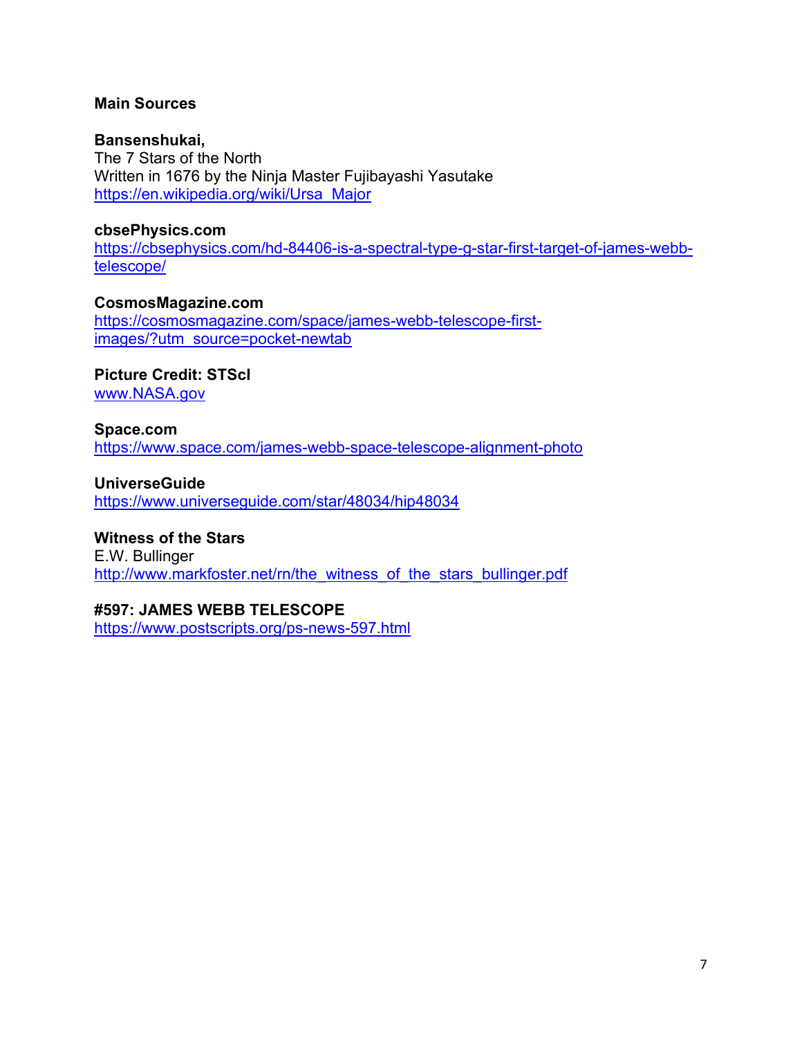**Main Sources**

**Bansenshukai,**
The 7 Stars of the North
Written in 1676 by the Ninja Master Fujibayashi Yasutake
https://en.wikipedia.org/wiki/Ursa_Major

**cbsePhysics.com**
https://cbsephysics.com/hd-84406-is-a-spectral-type-g-star-first-target-of-james-webb-telescope/

**CosmosMagazine.com**
https://cosmosmagazine.com/space/james-webb-telescope-first-images/?utm_source=pocket-newtab

**Picture Credit: STScI**
www.NASA.gov

**Space.com**
https://www.space.com/james-webb-space-telescope-alignment-photo

**UniverseGuide**
https://www.universeguide.com/star/48034/hip48034

**Witness of the Stars**
E.W. Bullinger
http://www.markfoster.net/rn/the_witness_of_the_stars_bullinger.pdf

**#597: JAMES WEBB TELESCOPE**
https://www.postscripts.org/ps-news-597.html